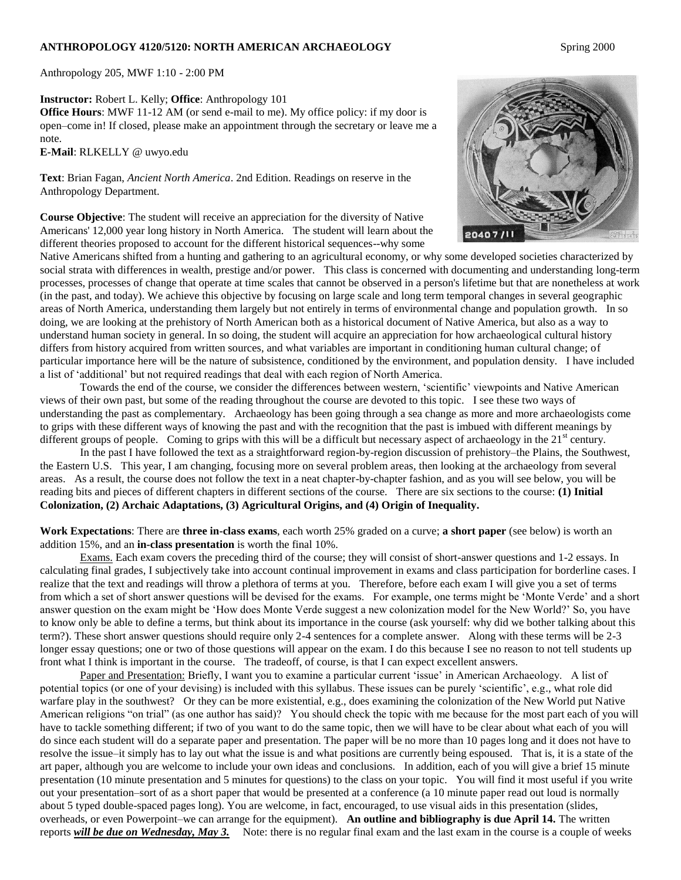**ANTHROPOLOGY 4120/5120: NORTH AMERICAN ARCHAEOLOGY** Spring 2000

Anthropology 205, MWF 1:10 - 2:00 PM

**Instructor:** Robert L. Kelly; **Office**: Anthropology 101
**Office Hours**: MWF 11-12 AM (or send e-mail to me). My office policy: if my door is open–come in! If closed, please make an appointment through the secretary or leave me a note.
**E-Mail**: RLKELLY @ uwyo.edu

**Text**: Brian Fagan, *Ancient North America*. 2nd Edition. Readings on reserve in the Anthropology Department.

**Course Objective**: The student will receive an appreciation for the diversity of Native Americans' 12,000 year long history in North America. The student will learn about the different theories proposed to account for the different historical sequences--why some Native Americans shifted from a hunting and gathering to an agricultural economy, or why some developed societies characterized by social strata with differences in wealth, prestige and/or power. This class is concerned with documenting and understanding long-term processes, processes of change that operate at time scales that cannot be observed in a person's lifetime but that are nonetheless at work (in the past, and today). We achieve this objective by focusing on large scale and long term temporal changes in several geographic areas of North America, understanding them largely but not entirely in terms of environmental change and population growth. In so doing, we are looking at the prehistory of North American both as a historical document of Native America, but also as a way to understand human society in general. In so doing, the student will acquire an appreciation for how archaeological cultural history differs from history acquired from written sources, and what variables are important in conditioning human cultural change; of particular importance here will be the nature of subsistence, conditioned by the environment, and population density. I have included a list of 'additional' but not required readings that deal with each region of North America.

Towards the end of the course, we consider the differences between western, 'scientific' viewpoints and Native American views of their own past, but some of the reading throughout the course are devoted to this topic. I see these two ways of understanding the past as complementary. Archaeology has been going through a sea change as more and more archaeologists come to grips with these different ways of knowing the past and with the recognition that the past is imbued with different meanings by different groups of people. Coming to grips with this will be a difficult but necessary aspect of archaeology in the 21st century.

In the past I have followed the text as a straightforward region-by-region discussion of prehistory–the Plains, the Southwest, the Eastern U.S. This year, I am changing, focusing more on several problem areas, then looking at the archaeology from several areas. As a result, the course does not follow the text in a neat chapter-by-chapter fashion, and as you will see below, you will be reading bits and pieces of different chapters in different sections of the course. There are six sections to the course: **(1) Initial Colonization, (2) Archaic Adaptations, (3) Agricultural Origins, and (4) Origin of Inequality.**

**Work Expectations**: There are **three in-class exams**, each worth 25% graded on a curve; **a short paper** (see below) is worth an addition 15%, and an **in-class presentation** is worth the final 10%.

Exams. Each exam covers the preceding third of the course; they will consist of short-answer questions and 1-2 essays. In calculating final grades, I subjectively take into account continual improvement in exams and class participation for borderline cases. I realize that the text and readings will throw a plethora of terms at you. Therefore, before each exam I will give you a set of terms from which a set of short answer questions will be devised for the exams. For example, one terms might be 'Monte Verde' and a short answer question on the exam might be 'How does Monte Verde suggest a new colonization model for the New World?' So, you have to know only be able to define a terms, but think about its importance in the course (ask yourself: why did we bother talking about this term?). These short answer questions should require only 2-4 sentences for a complete answer. Along with these terms will be 2-3 longer essay questions; one or two of those questions will appear on the exam. I do this because I see no reason to not tell students up front what I think is important in the course. The tradeoff, of course, is that I can expect excellent answers.

Paper and Presentation: Briefly, I want you to examine a particular current 'issue' in American Archaeology. A list of potential topics (or one of your devising) is included with this syllabus. These issues can be purely 'scientific', e.g., what role did warfare play in the southwest? Or they can be more existential, e.g., does examining the colonization of the New World put Native American religions "on trial" (as one author has said)? You should check the topic with me because for the most part each of you will have to tackle something different; if two of you want to do the same topic, then we will have to be clear about what each of you will do since each student will do a separate paper and presentation. The paper will be no more than 10 pages long and it does not have to resolve the issue–it simply has to lay out what the issue is and what positions are currently being espoused. That is, it is a state of the art paper, although you are welcome to include your own ideas and conclusions. In addition, each of you will give a brief 15 minute presentation (10 minute presentation and 5 minutes for questions) to the class on your topic. You will find it most useful if you write out your presentation–sort of as a short paper that would be presented at a conference (a 10 minute paper read out loud is normally about 5 typed double-spaced pages long). You are welcome, in fact, encouraged, to use visual aids in this presentation (slides, overheads, or even Powerpoint–we can arrange for the equipment). **An outline and bibliography is due April 14.** The written reports ***will be due on Wednesday, May 3.*** Note: there is no regular final exam and the last exam in the course is a couple of weeks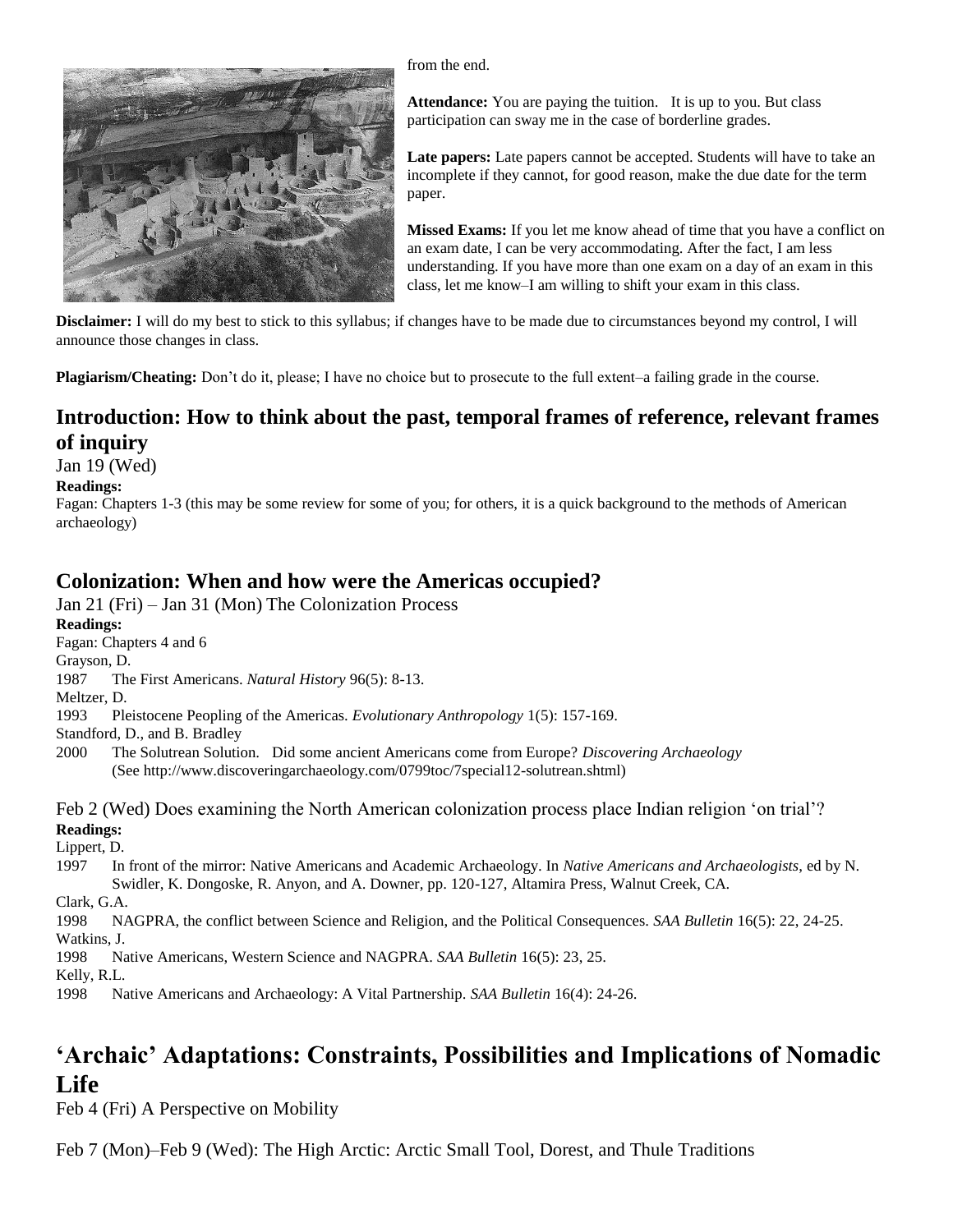from the end.

**Attendance:** You are paying the tuition. It is up to you. But class participation can sway me in the case of borderline grades.

**Late papers:** Late papers cannot be accepted. Students will have to take an incomplete if they cannot, for good reason, make the due date for the term paper.

**Missed Exams:** If you let me know ahead of time that you have a conflict on an exam date, I can be very accommodating. After the fact, I am less understanding. If you have more than one exam on a day of an exam in this class, let me know–I am willing to shift your exam in this class.

**Disclaimer:** I will do my best to stick to this syllabus; if changes have to be made due to circumstances beyond my control, I will announce those changes in class.

**Plagiarism/Cheating:** Don't do it, please; I have no choice but to prosecute to the full extent–a failing grade in the course.

## Introduction: How to think about the past, temporal frames of reference, relevant frames of inquiry

Jan 19 (Wed)

**Readings:**

Fagan: Chapters 1-3 (this may be some review for some of you; for others, it is a quick background to the methods of American archaeology)

## Colonization: When and how were the Americas occupied?

Jan 21 (Fri) – Jan 31 (Mon) The Colonization Process

**Readings:**

Fagan: Chapters 4 and 6

Grayson, D.

1987 The First Americans. *Natural History* 96(5): 8-13.

Meltzer, D.

1993 Pleistocene Peopling of the Americas. *Evolutionary Anthropology* 1(5): 157-169.

Standford, D., and B. Bradley

2000 The Solutrean Solution. Did some ancient Americans come from Europe? *Discovering Archaeology* (See http://www.discoveringarchaeology.com/0799toc/7special12-solutrean.shtml)

Feb 2 (Wed) Does examining the North American colonization process place Indian religion 'on trial'?

**Readings:**

Lippert, D.

1997 In front of the mirror: Native Americans and Academic Archaeology. In *Native Americans and Archaeologists*, ed by N. Swidler, K. Dongoske, R. Anyon, and A. Downer, pp. 120-127, Altamira Press, Walnut Creek, CA.

Clark, G.A.

1998 NAGPRA, the conflict between Science and Religion, and the Political Consequences. *SAA Bulletin* 16(5): 22, 24-25.

Watkins, J.

1998 Native Americans, Western Science and NAGPRA. *SAA Bulletin* 16(5): 23, 25.

Kelly, R.L.

1998 Native Americans and Archaeology: A Vital Partnership. *SAA Bulletin* 16(4): 24-26.

## 'Archaic' Adaptations: Constraints, Possibilities and Implications of Nomadic Life

Feb 4 (Fri) A Perspective on Mobility

Feb 7 (Mon)–Feb 9 (Wed): The High Arctic: Arctic Small Tool, Dorest, and Thule Traditions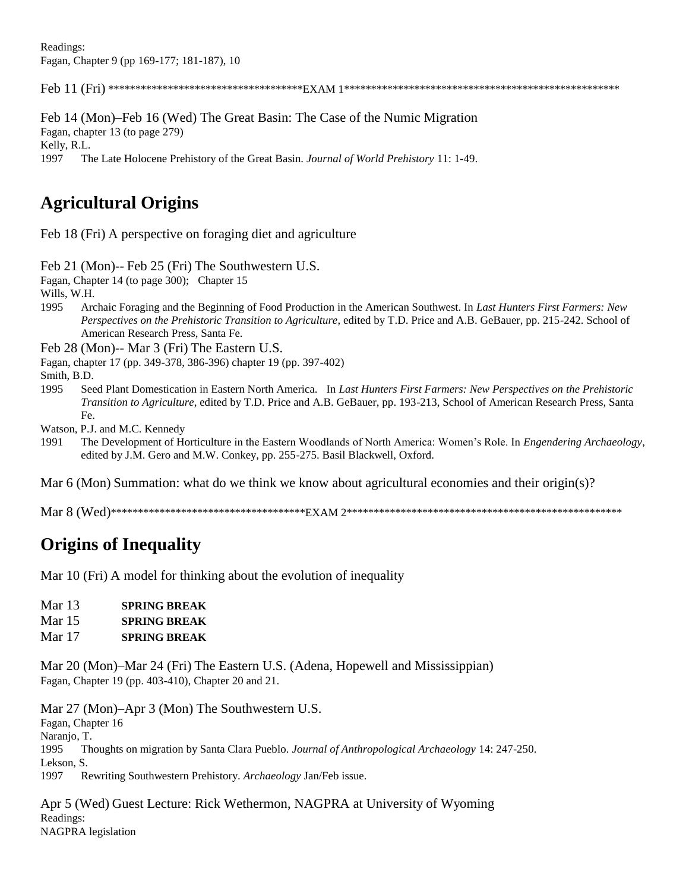Readings:
Fagan, Chapter 9 (pp 169-177; 181-187), 10

Feb 11 (Fri) ***************************************EXAM 1*******************************************************

Feb 14 (Mon)–Feb 16 (Wed) The Great Basin: The Case of the Numic Migration
Fagan, chapter 13 (to page 279)
Kelly, R.L.
1997 The Late Holocene Prehistory of the Great Basin. *Journal of World Prehistory* 11: 1-49.

## Agricultural Origins

Feb 18 (Fri) A perspective on foraging diet and agriculture

Feb 21 (Mon)-- Feb 25 (Fri) The Southwestern U.S.
Fagan, Chapter 14 (to page 300); Chapter 15
Wills, W.H.
1995 Archaic Foraging and the Beginning of Food Production in the American Southwest. In *Last Hunters First Farmers: New Perspectives on the Prehistoric Transition to Agriculture*, edited by T.D. Price and A.B. GeBauer, pp. 215-242. School of American Research Press, Santa Fe.

Feb 28 (Mon)-- Mar 3 (Fri) The Eastern U.S.
Fagan, chapter 17 (pp. 349-378, 386-396) chapter 19 (pp. 397-402)
Smith, B.D.
1995 Seed Plant Domestication in Eastern North America. In *Last Hunters First Farmers: New Perspectives on the Prehistoric Transition to Agriculture*, edited by T.D. Price and A.B. GeBauer, pp. 193-213, School of American Research Press, Santa Fe.
Watson, P.J. and M.C. Kennedy
1991 The Development of Horticulture in the Eastern Woodlands of North America: Women's Role. In *Engendering Archaeology*, edited by J.M. Gero and M.W. Conkey, pp. 255-275. Basil Blackwell, Oxford.

Mar 6 (Mon) Summation: what do we think we know about agricultural economies and their origin(s)?

Mar 8 (Wed)***************************************EXAM 2*******************************************************

## Origins of Inequality

Mar 10 (Fri) A model for thinking about the evolution of inequality

Mar 13 **SPRING BREAK**
Mar 15 **SPRING BREAK**
Mar 17 **SPRING BREAK**

Mar 20 (Mon)–Mar 24 (Fri) The Eastern U.S. (Adena, Hopewell and Mississippian)
Fagan, Chapter 19 (pp. 403-410), Chapter 20 and 21.

Mar 27 (Mon)–Apr 3 (Mon) The Southwestern U.S.
Fagan, Chapter 16
Naranjo, T.
1995 Thoughts on migration by Santa Clara Pueblo. *Journal of Anthropological Archaeology* 14: 247-250.
Lekson, S.
1997 Rewriting Southwestern Prehistory. *Archaeology* Jan/Feb issue.

Apr 5 (Wed) Guest Lecture: Rick Wethermon, NAGPRA at University of Wyoming
Readings:
NAGPRA legislation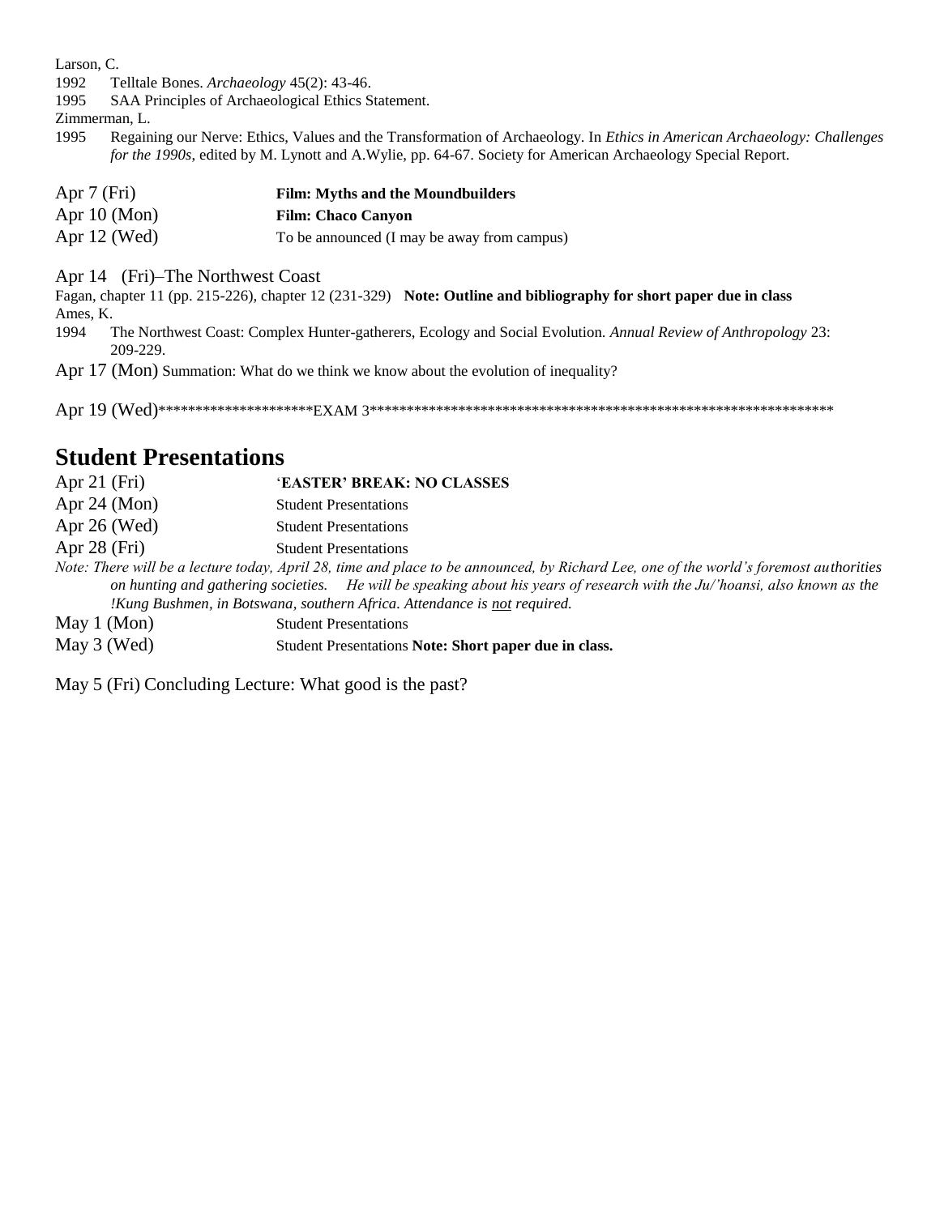Larson, C.

1992 Telltale Bones. *Archaeology* 45(2): 43-46.

1995 SAA Principles of Archaeological Ethics Statement.

Zimmerman, L.

1995 Regaining our Nerve: Ethics, Values and the Transformation of Archaeology. In *Ethics in American Archaeology: Challenges for the 1990s*, edited by M. Lynott and A.Wylie, pp. 64-67. Society for American Archaeology Special Report.

Apr 7 (Fri) **Film: Myths and the Moundbuilders**

Apr 10 (Mon) **Film: Chaco Canyon**

Apr 12 (Wed) To be announced (I may be away from campus)

Apr 14 (Fri)–The Northwest Coast

Fagan, chapter 11 (pp. 215-226), chapter 12 (231-329) **Note: Outline and bibliography for short paper due in class**

Ames, K.

1994 The Northwest Coast: Complex Hunter-gatherers, Ecology and Social Evolution. *Annual Review of Anthropology* 23: 209-229.

Apr 17 (Mon) Summation: What do we think we know about the evolution of inequality?

Apr 19 (Wed)*********************EXAM 3******************************************************************

## Student Presentations

Apr 21 (Fri) **'EASTER' BREAK: NO CLASSES**

Apr 24 (Mon) Student Presentations

Apr 26 (Wed) Student Presentations

Apr 28 (Fri) Student Presentations

*Note: There will be a lecture today, April 28, time and place to be announced, by Richard Lee, one of the world's foremost authorities on hunting and gathering societies. He will be speaking about his years of research with the Ju/'hoansi, also known as the !Kung Bushmen, in Botswana, southern Africa. Attendance is not required.*

May 1 (Mon) Student Presentations

May 3 (Wed) Student Presentations **Note: Short paper due in class.**

May 5 (Fri) Concluding Lecture: What good is the past?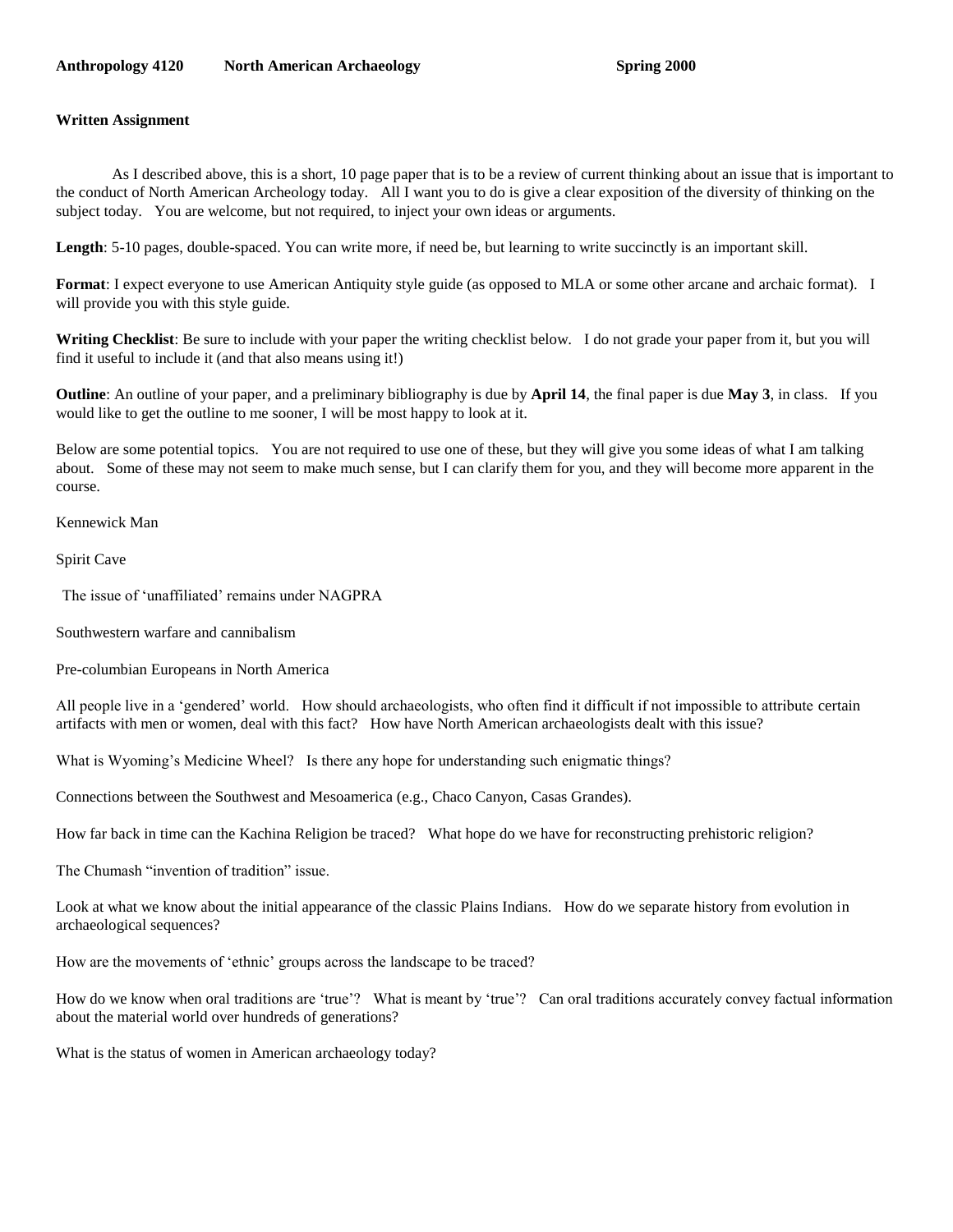**Anthropology 4120 North American Archaeology Spring 2000**

**Written Assignment**

As I described above, this is a short, 10 page paper that is to be a review of current thinking about an issue that is important to the conduct of North American Archeology today. All I want you to do is give a clear exposition of the diversity of thinking on the subject today. You are welcome, but not required, to inject your own ideas or arguments.

**Length**: 5-10 pages, double-spaced. You can write more, if need be, but learning to write succinctly is an important skill.

**Format**: I expect everyone to use American Antiquity style guide (as opposed to MLA or some other arcane and archaic format). I will provide you with this style guide.

**Writing Checklist**: Be sure to include with your paper the writing checklist below. I do not grade your paper from it, but you will find it useful to include it (and that also means using it!)

**Outline**: An outline of your paper, and a preliminary bibliography is due by **April 14**, the final paper is due **May 3**, in class. If you would like to get the outline to me sooner, I will be most happy to look at it.

Below are some potential topics. You are not required to use one of these, but they will give you some ideas of what I am talking about. Some of these may not seem to make much sense, but I can clarify them for you, and they will become more apparent in the course.

Kennewick Man

Spirit Cave

The issue of 'unaffiliated' remains under NAGPRA

Southwestern warfare and cannibalism

Pre-columbian Europeans in North America

All people live in a 'gendered' world. How should archaeologists, who often find it difficult if not impossible to attribute certain artifacts with men or women, deal with this fact? How have North American archaeologists dealt with this issue?

What is Wyoming's Medicine Wheel? Is there any hope for understanding such enigmatic things?

Connections between the Southwest and Mesoamerica (e.g., Chaco Canyon, Casas Grandes).

How far back in time can the Kachina Religion be traced? What hope do we have for reconstructing prehistoric religion?

The Chumash "invention of tradition" issue.

Look at what we know about the initial appearance of the classic Plains Indians. How do we separate history from evolution in archaeological sequences?

How are the movements of 'ethnic' groups across the landscape to be traced?

How do we know when oral traditions are 'true'? What is meant by 'true'? Can oral traditions accurately convey factual information about the material world over hundreds of generations?

What is the status of women in American archaeology today?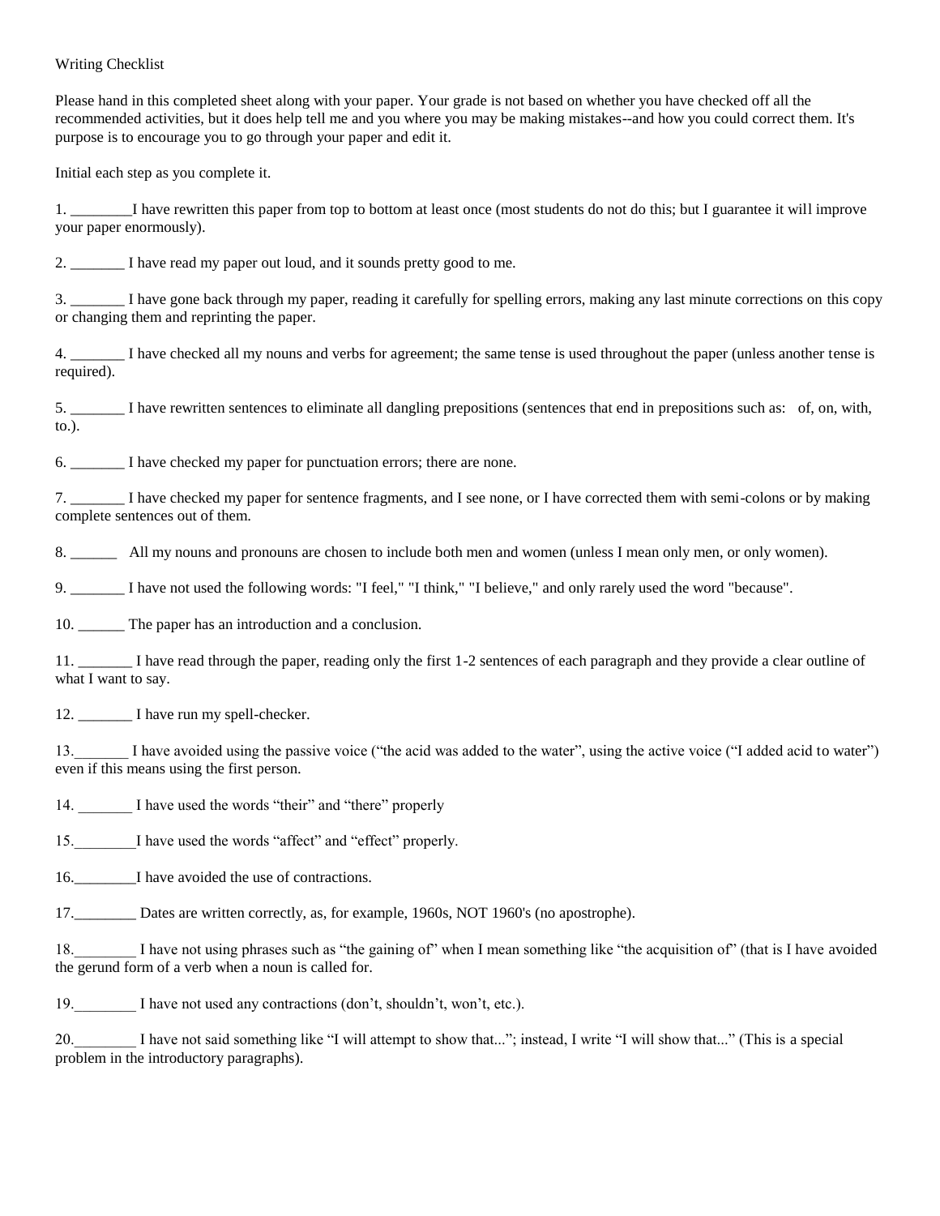Writing Checklist

Please hand in this completed sheet along with your paper. Your grade is not based on whether you have checked off all the recommended activities, but it does help tell me and you where you may be making mistakes--and how you could correct them. It's purpose is to encourage you to go through your paper and edit it.

Initial each step as you complete it.

1. ________I have rewritten this paper from top to bottom at least once (most students do not do this; but I guarantee it will improve your paper enormously).

2. _______ I have read my paper out loud, and it sounds pretty good to me.

3. _______ I have gone back through my paper, reading it carefully for spelling errors, making any last minute corrections on this copy or changing them and reprinting the paper.

4. _______ I have checked all my nouns and verbs for agreement; the same tense is used throughout the paper (unless another tense is required).

5. _______ I have rewritten sentences to eliminate all dangling prepositions (sentences that end in prepositions such as: of, on, with, to.).

6. _______ I have checked my paper for punctuation errors; there are none.

7. _______ I have checked my paper for sentence fragments, and I see none, or I have corrected them with semi-colons or by making complete sentences out of them.

8. ______ All my nouns and pronouns are chosen to include both men and women (unless I mean only men, or only women).

9. _______ I have not used the following words: "I feel," "I think," "I believe," and only rarely used the word "because".

10. ______ The paper has an introduction and a conclusion.

11. _______ I have read through the paper, reading only the first 1-2 sentences of each paragraph and they provide a clear outline of what I want to say.

12. _______ I have run my spell-checker.

13._______ I have avoided using the passive voice ("the acid was added to the water", using the active voice ("I added acid to water") even if this means using the first person.

14. _______ I have used the words "their" and "there" properly

15.________I have used the words "affect" and "effect" properly.

16.________I have avoided the use of contractions.

17.________ Dates are written correctly, as, for example, 1960s, NOT 1960's (no apostrophe).

18.________ I have not using phrases such as "the gaining of" when I mean something like "the acquisition of" (that is I have avoided the gerund form of a verb when a noun is called for.

19.________ I have not used any contractions (don't, shouldn't, won't, etc.).

20.________ I have not said something like "I will attempt to show that..."; instead, I write "I will show that..." (This is a special problem in the introductory paragraphs).